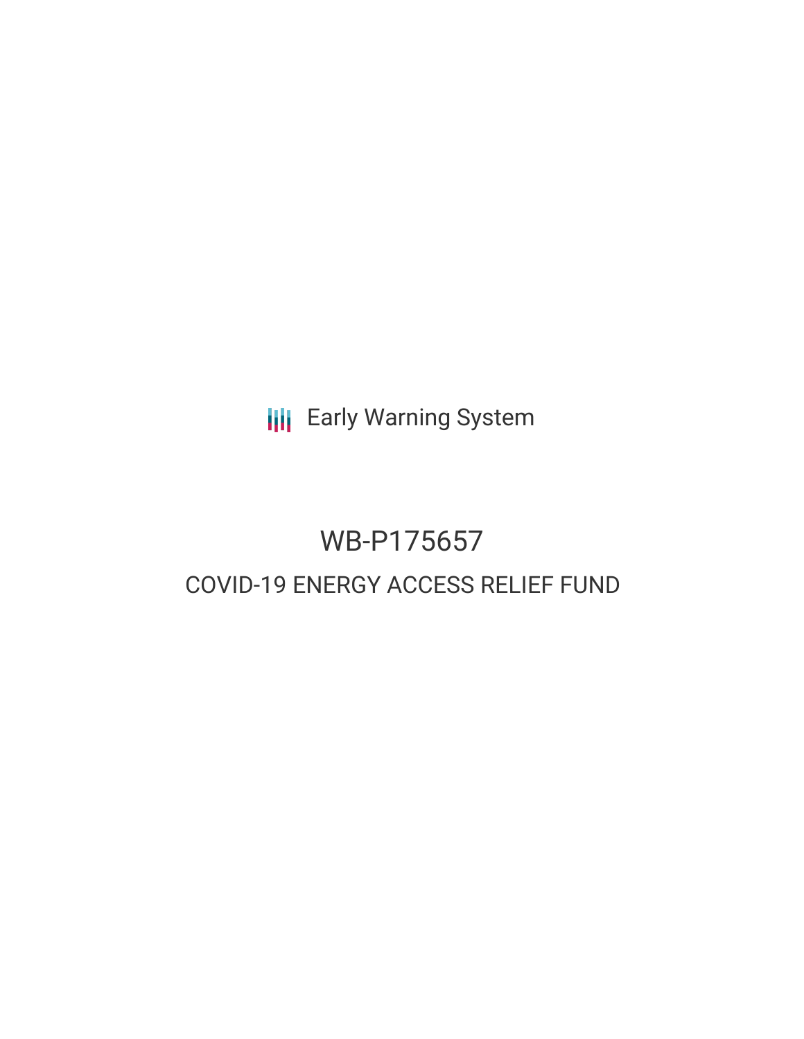Early Warning System

# WB-P175657

## COVID-19 ENERGY ACCESS RELIEF FUND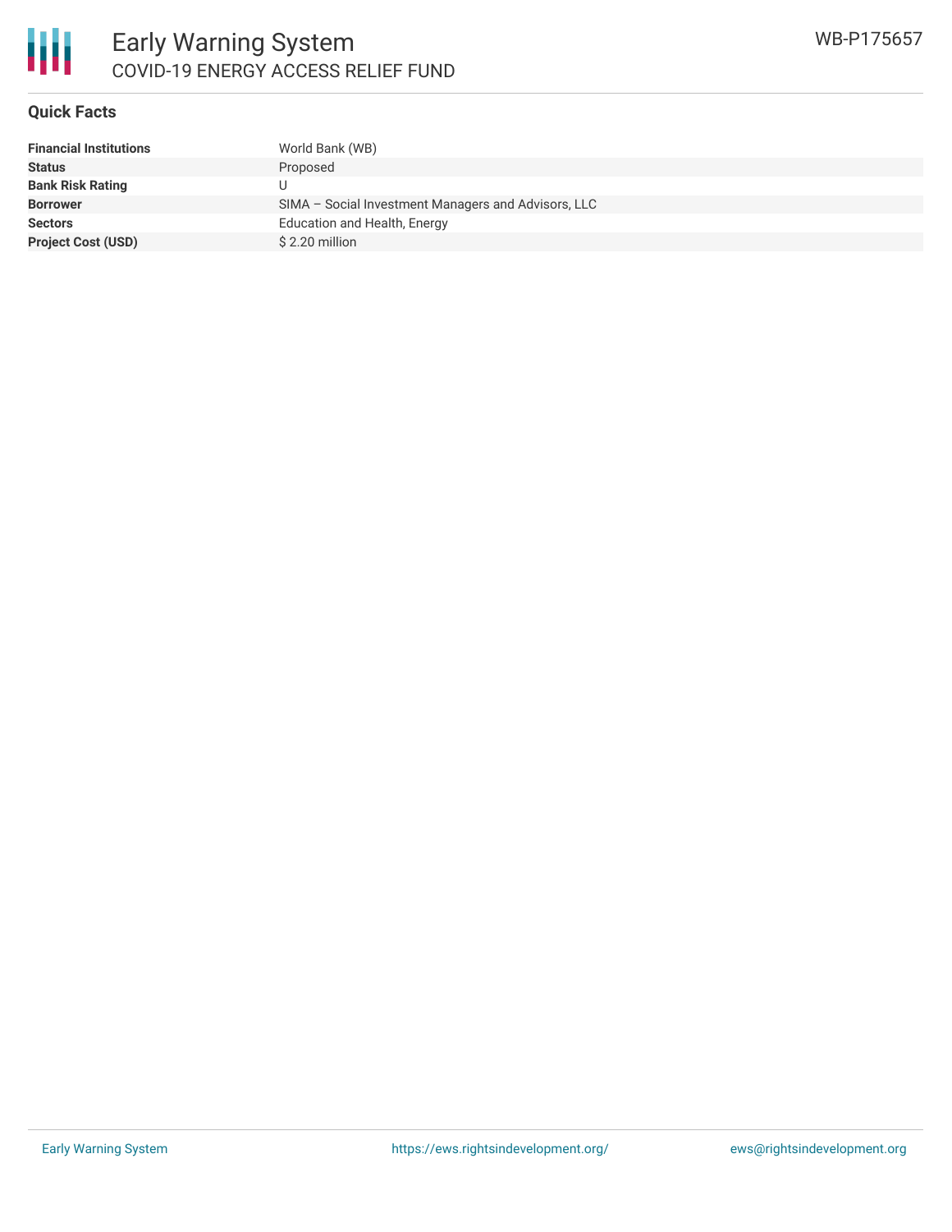## Quick Facts

| | |
|---|---|
| **Financial Institutions** | World Bank (WB) |
| **Status** | Proposed |
| **Bank Risk Rating** | U |
| **Borrower** | SIMA – Social Investment Managers and Advisors, LLC |
| **Sectors** | Education and Health, Energy |
| **Project Cost (USD)** | $ 2.20 million |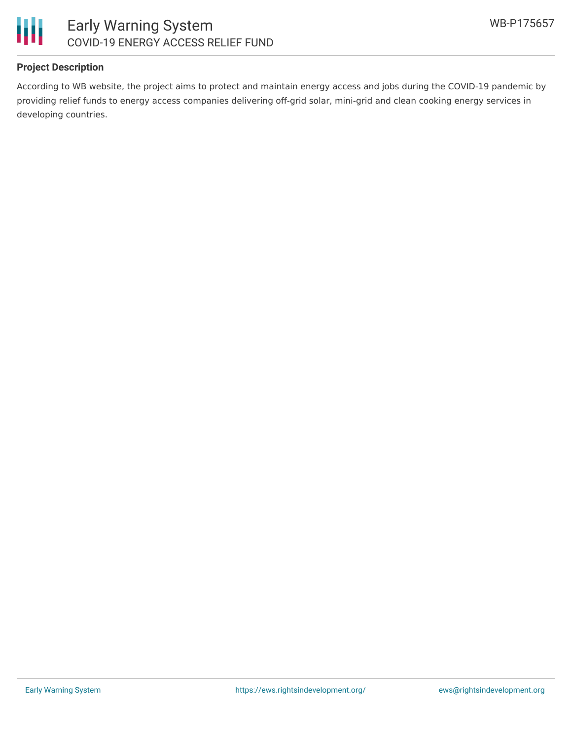## Project Description

According to WB website, the project aims to protect and maintain energy access and jobs during the COVID-19 pandemic by providing relief funds to energy access companies delivering off-grid solar, mini-grid and clean cooking energy services in developing countries.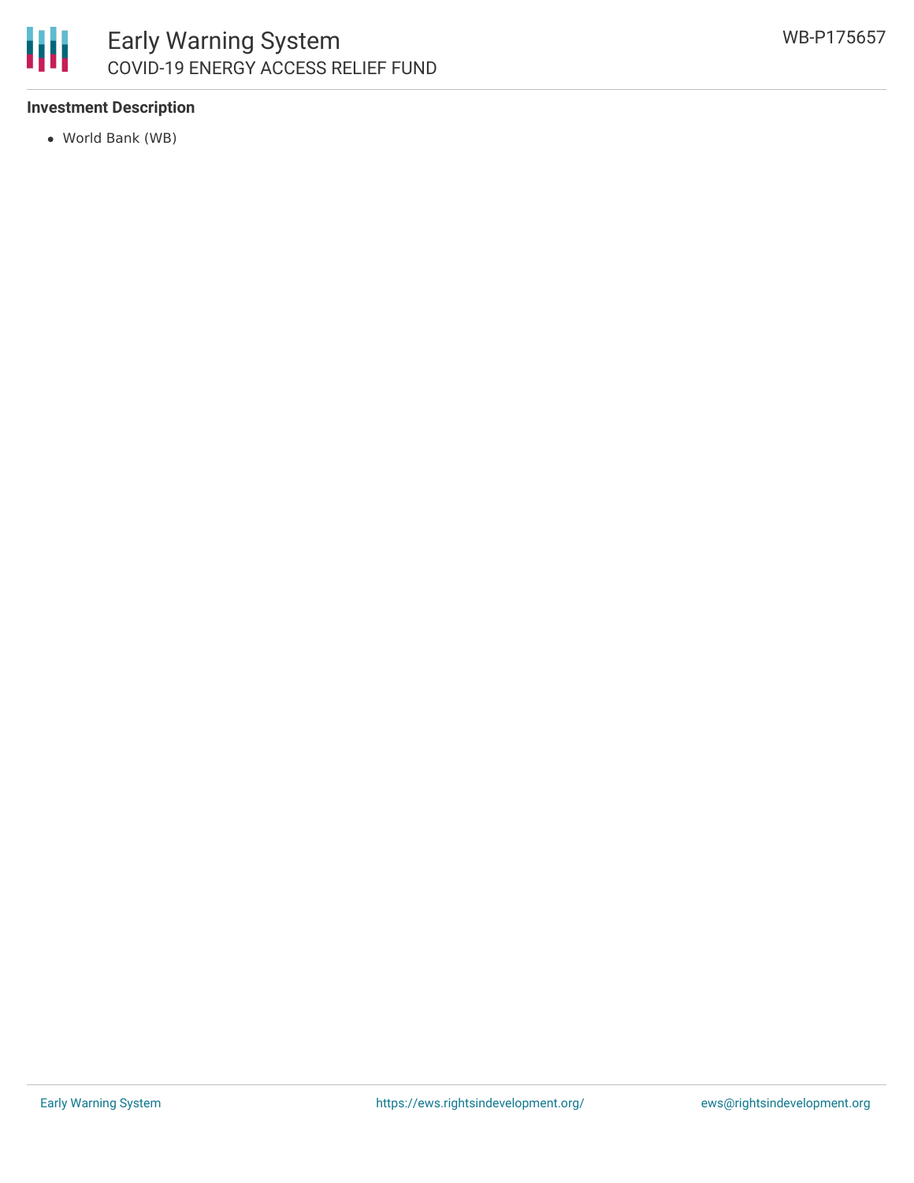**Investment Description**

- World Bank (WB)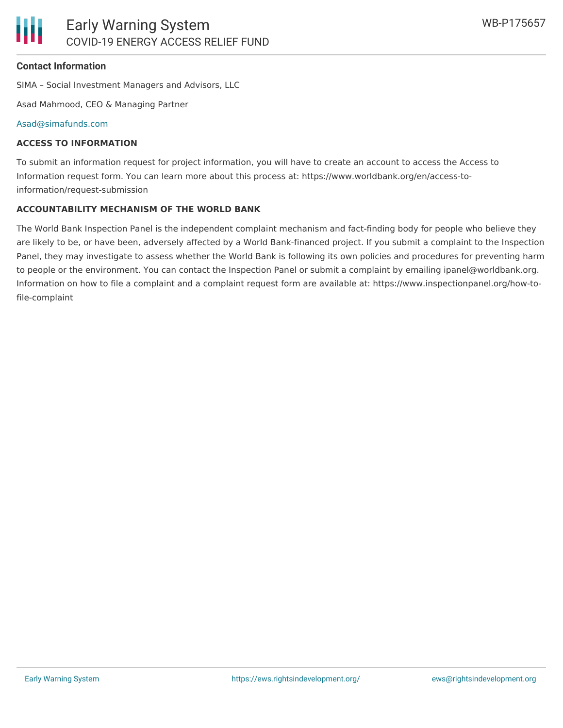**Contact Information**

SIMA – Social Investment Managers and Advisors, LLC

Asad Mahmood, CEO & Managing Partner

Asad@simafunds.com

**ACCESS TO INFORMATION**

To submit an information request for project information, you will have to create an account to access the Access to Information request form. You can learn more about this process at: https://www.worldbank.org/en/access-to-information/request-submission

**ACCOUNTABILITY MECHANISM OF THE WORLD BANK**

The World Bank Inspection Panel is the independent complaint mechanism and fact-finding body for people who believe they are likely to be, or have been, adversely affected by a World Bank-financed project. If you submit a complaint to the Inspection Panel, they may investigate to assess whether the World Bank is following its own policies and procedures for preventing harm to people or the environment. You can contact the Inspection Panel or submit a complaint by emailing ipanel@worldbank.org. Information on how to file a complaint and a complaint request form are available at: https://www.inspectionpanel.org/how-to-file-complaint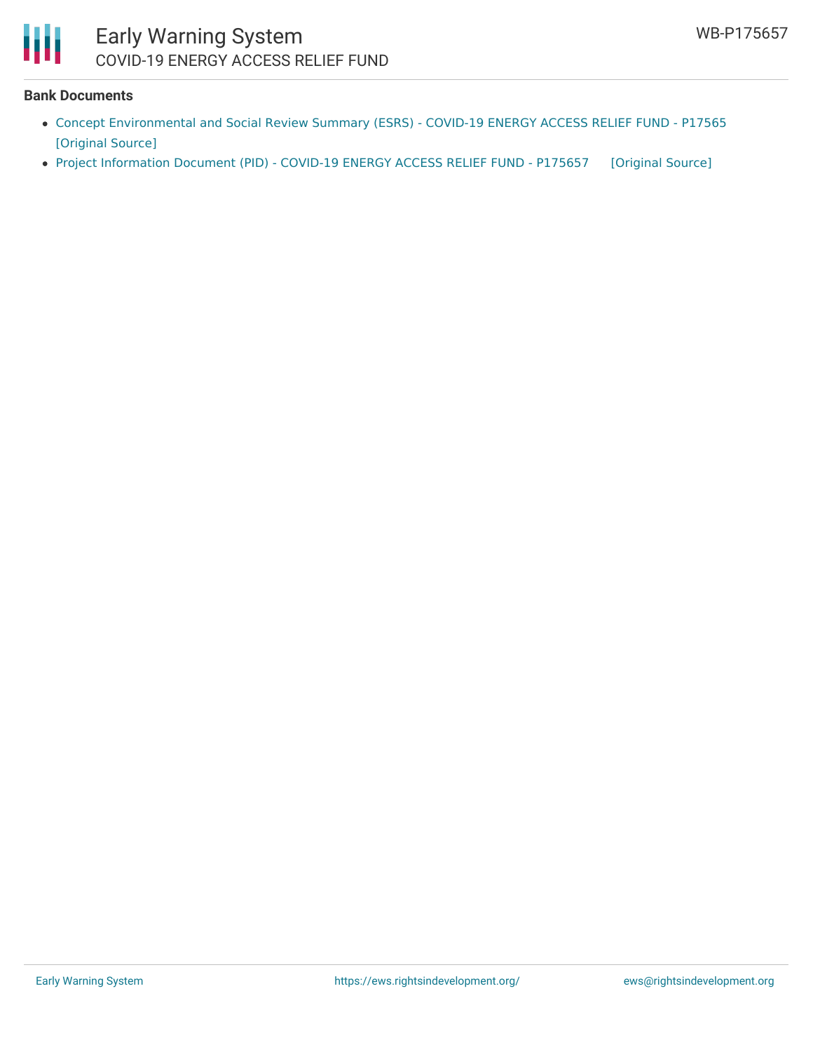**Bank Documents**

- Concept Environmental and Social Review Summary (ESRS) - COVID-19 ENERGY ACCESS RELIEF FUND - P17565 [Original Source]
- Project Information Document (PID) - COVID-19 ENERGY ACCESS RELIEF FUND - P175657 [Original Source]